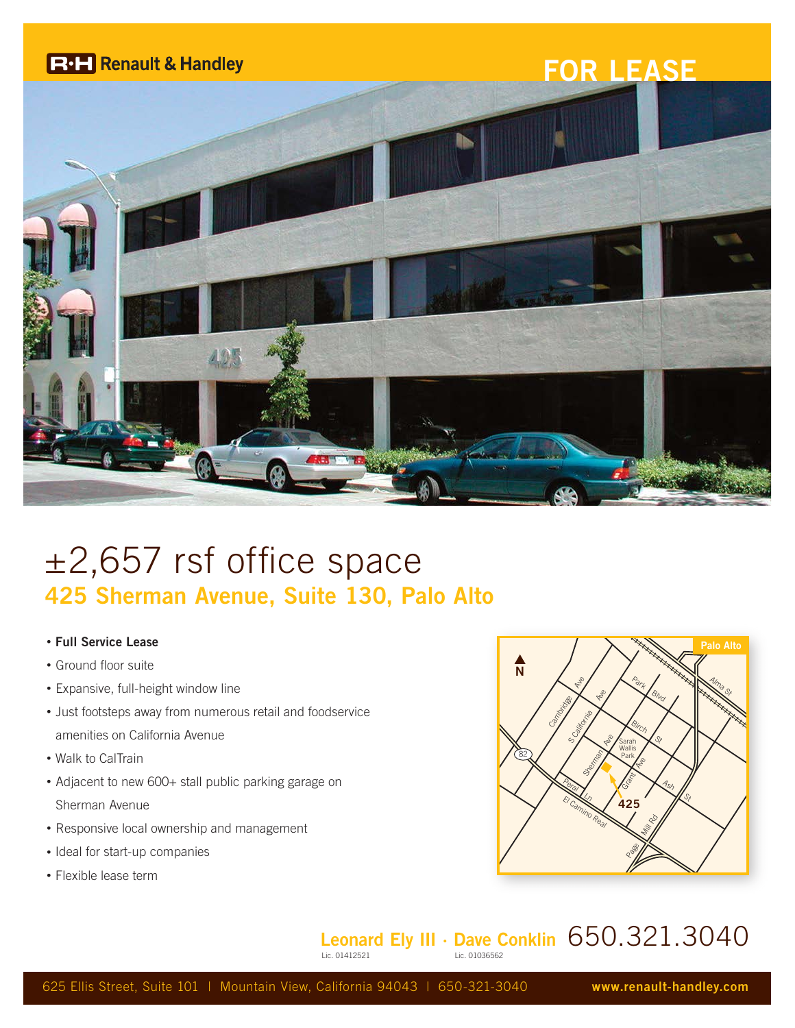R·H Renault & Handley

FOR LEASE

# ±2,657 rsf office space

## 425 Sherman Avenue, Suite 130, Palo Alto

- **Full Service Lease**
- Ground floor suite
- Expansive, full-height window line
- Just footsteps away from numerous retail and foodservice amenities on California Avenue
- Walk to CalTrain
- Adjacent to new 600+ stall public parking garage on Sherman Avenue
- Responsive local ownership and management
- Ideal for start-up companies
- Flexible lease term

**Leonard Ely III** Lic. 01412521 · **Dave Conklin** Lic. 01036562 650.321.3040

625 Ellis Street, Suite 101 | Mountain View, California 94043 | 650-321-3040 **www.renault-handley.com**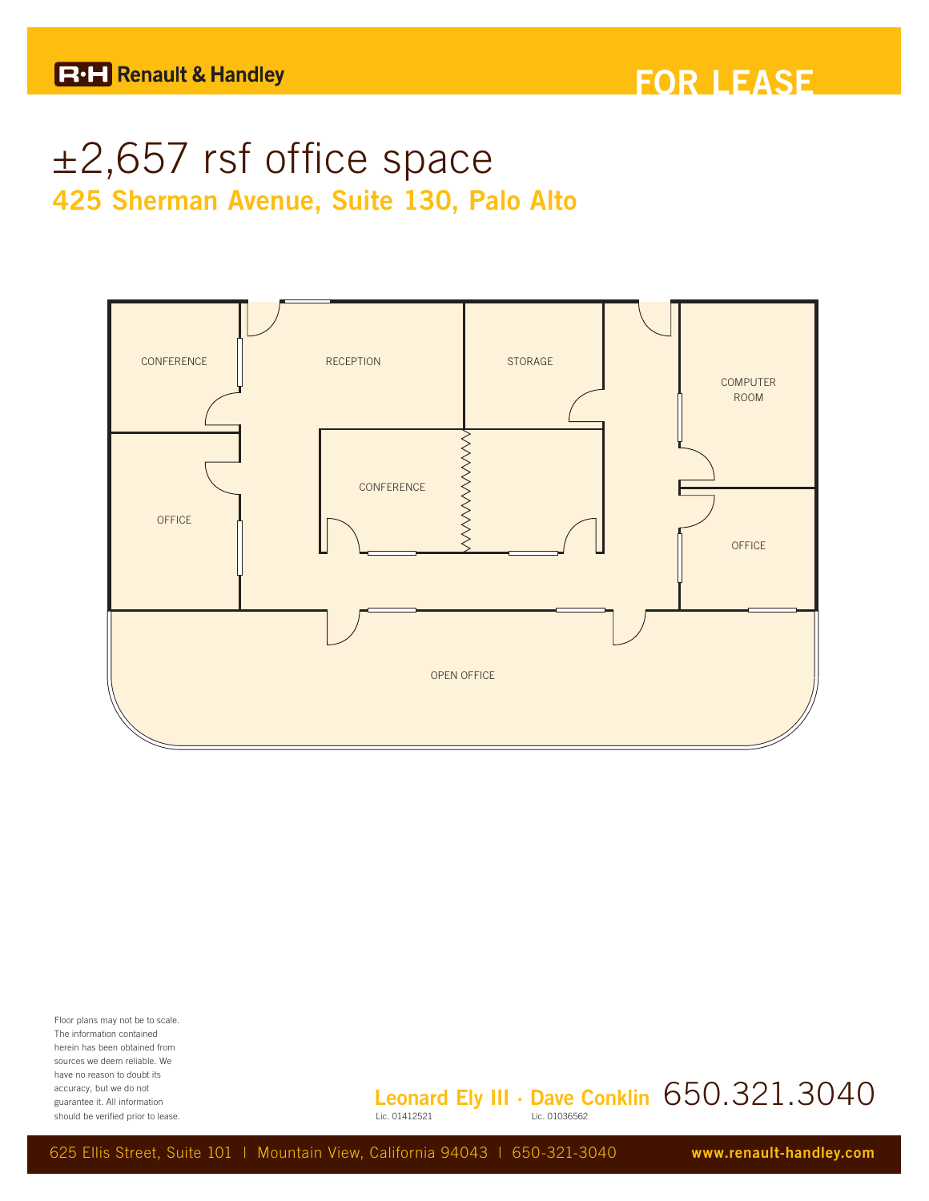Renault & Handley

FOR LEASE

# ±2,657 rsf office space

## 425 Sherman Avenue, Suite 130, Palo Alto

CONFERENCE

RECEPTION

STORAGE

COMPUTER ROOM

CONFERENCE

OFFICE

OFFICE

OPEN OFFICE

Floor plans may not be to scale. The information contained herein has been obtained from sources we deem reliable. We have no reason to doubt its accuracy, but we do not guarantee it. All information should be verified prior to lease.

**Leonard Ely III** · **Dave Conklin** 650.321.3040
Lic. 01412521 Lic. 01036562

625 Ellis Street, Suite 101 | Mountain View, California 94043 | 650-321-3040 **www.renault-handley.com**